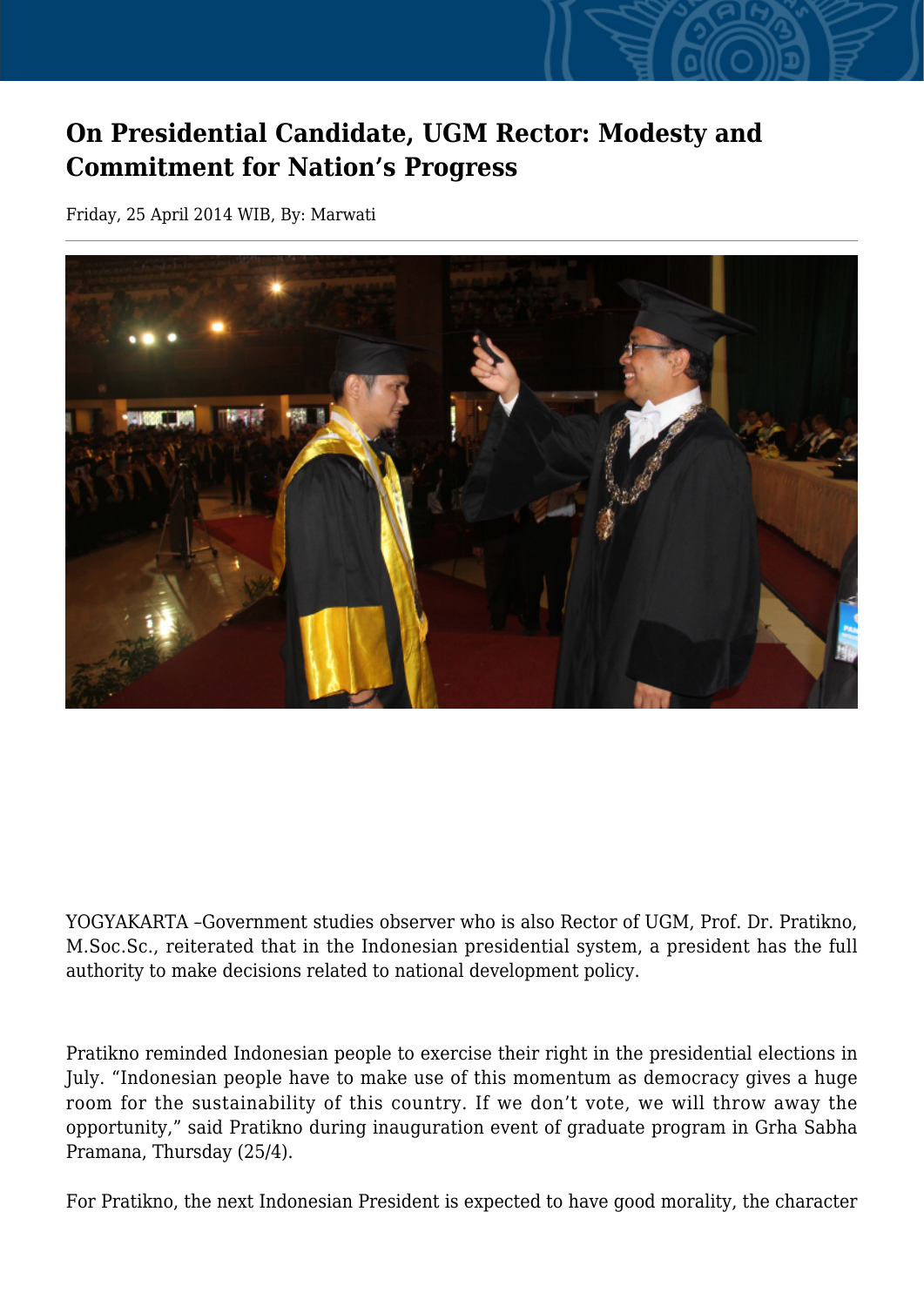# On Presidential Candidate, UGM Rector: Modesty and Commitment for Nation's Progress

Friday, 25 April 2014 WIB, By: Marwati

YOGYAKARTA –Government studies observer who is also Rector of UGM, Prof. Dr. Pratikno, M.Soc.Sc., reiterated that in the Indonesian presidential system, a president has the full authority to make decisions related to national development policy.

Pratikno reminded Indonesian people to exercise their right in the presidential elections in July. "Indonesian people have to make use of this momentum as democracy gives a huge room for the sustainability of this country. If we don't vote, we will throw away the opportunity," said Pratikno during inauguration event of graduate program in Grha Sabha Pramana, Thursday (25/4).

For Pratikno, the next Indonesian President is expected to have good morality, the character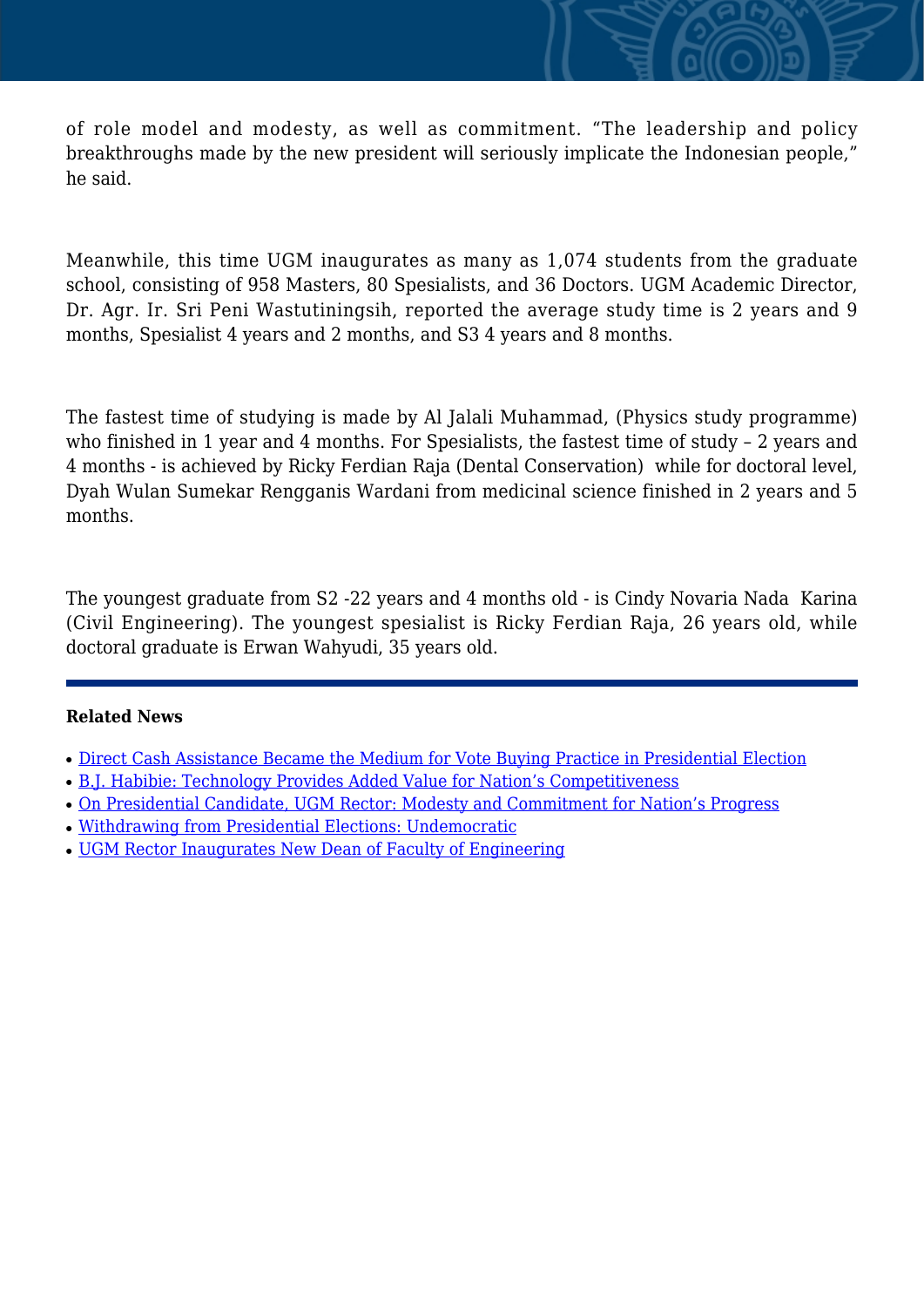of role model and modesty, as well as commitment. "The leadership and policy breakthroughs made by the new president will seriously implicate the Indonesian people," he said.

Meanwhile, this time UGM inaugurates as many as 1,074 students from the graduate school, consisting of 958 Masters, 80 Spesialists, and 36 Doctors. UGM Academic Director, Dr. Agr. Ir. Sri Peni Wastutiningsih, reported the average study time is 2 years and 9 months, Spesialist 4 years and 2 months, and S3 4 years and 8 months.

The fastest time of studying is made by Al Jalali Muhammad, (Physics study programme) who finished in 1 year and 4 months. For Spesialists, the fastest time of study – 2 years and 4 months - is achieved by Ricky Ferdian Raja (Dental Conservation) while for doctoral level, Dyah Wulan Sumekar Rengganis Wardani from medicinal science finished in 2 years and 5 months.

The youngest graduate from S2 -22 years and 4 months old - is Cindy Novaria Nada Karina (Civil Engineering). The youngest spesialist is Ricky Ferdian Raja, 26 years old, while doctoral graduate is Erwan Wahyudi, 35 years old.

---

**Related News**

- Direct Cash Assistance Became the Medium for Vote Buying Practice in Presidential Election
- B.J. Habibie: Technology Provides Added Value for Nation's Competitiveness
- On Presidential Candidate, UGM Rector: Modesty and Commitment for Nation's Progress
- Withdrawing from Presidential Elections: Undemocratic
- UGM Rector Inaugurates New Dean of Faculty of Engineering